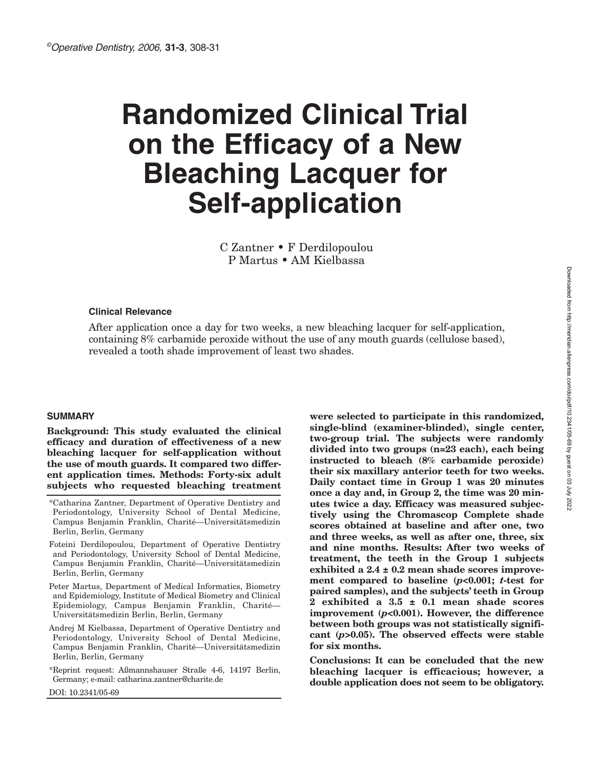# Randomized Clinical Trial on the Efficacy of a New Bleaching Lacquer for Self-application

C Zantner • F Derdilopoulou
P Martus • AM Kielbassa

### Clinical Relevance

After application once a day for two weeks, a new bleaching lacquer for self-application, containing 8% carbamide peroxide without the use of any mouth guards (cellulose based), revealed a tooth shade improvement of least two shades.

## SUMMARY

**Background: This study evaluated the clinical efficacy and duration of effectiveness of a new bleaching lacquer for self-application without the use of mouth guards. It compared two different application times. Methods: Forty-six adult subjects who requested bleaching treatment were selected to participate in this randomized, single-blind (examiner-blinded), single center, two-group trial. The subjects were randomly divided into two groups (n=23 each), each being instructed to bleach (8% carbamide peroxide) their six maxillary anterior teeth for two weeks. Daily contact time in Group 1 was 20 minutes once a day and, in Group 2, the time was 20 minutes twice a day. Efficacy was measured subjectively using the Chromascop Complete shade scores obtained at baseline and after one, two and three weeks, as well as after one, three, six and nine months. Results: After two weeks of treatment, the teeth in the Group 1 subjects exhibited a 2.4 ± 0.2 mean shade scores improvement compared to baseline ($p$<0.001; $t$-test for paired samples), and the subjects' teeth in Group 2 exhibited a 3.5 ± 0.1 mean shade scores improvement ($p$<0.001). However, the difference between both groups was not statistically significant ($p$>0.05). The observed effects were stable for six months.**

**Conclusions: It can be concluded that the new bleaching lacquer is efficacious; however, a double application does not seem to be obligatory.**

---

*Catharina Zantner, Department of Operative Dentistry and Periodontology, University School of Dental Medicine, Campus Benjamin Franklin, Charité—Universitätsmedizin Berlin, Berlin, Germany

Foteini Derdilopoulou, Department of Operative Dentistry and Periodontology, University School of Dental Medicine, Campus Benjamin Franklin, Charité—Universitätsmedizin Berlin, Berlin, Germany

Peter Martus, Department of Medical Informatics, Biometry and Epidemiology, Institute of Medical Biometry and Clinical Epidemiology, Campus Benjamin Franklin, Charité—Universitätsmedizin Berlin, Berlin, Germany

Andrej M Kielbassa, Department of Operative Dentistry and Periodontology, University School of Dental Medicine, Campus Benjamin Franklin, Charité—Universitätsmedizin Berlin, Berlin, Germany

*Reprint request: Aßmannshauser Straße 4-6, 14197 Berlin, Germany; e-mail: catharina.zantner@charite.de

DOI: 10.2341/05-69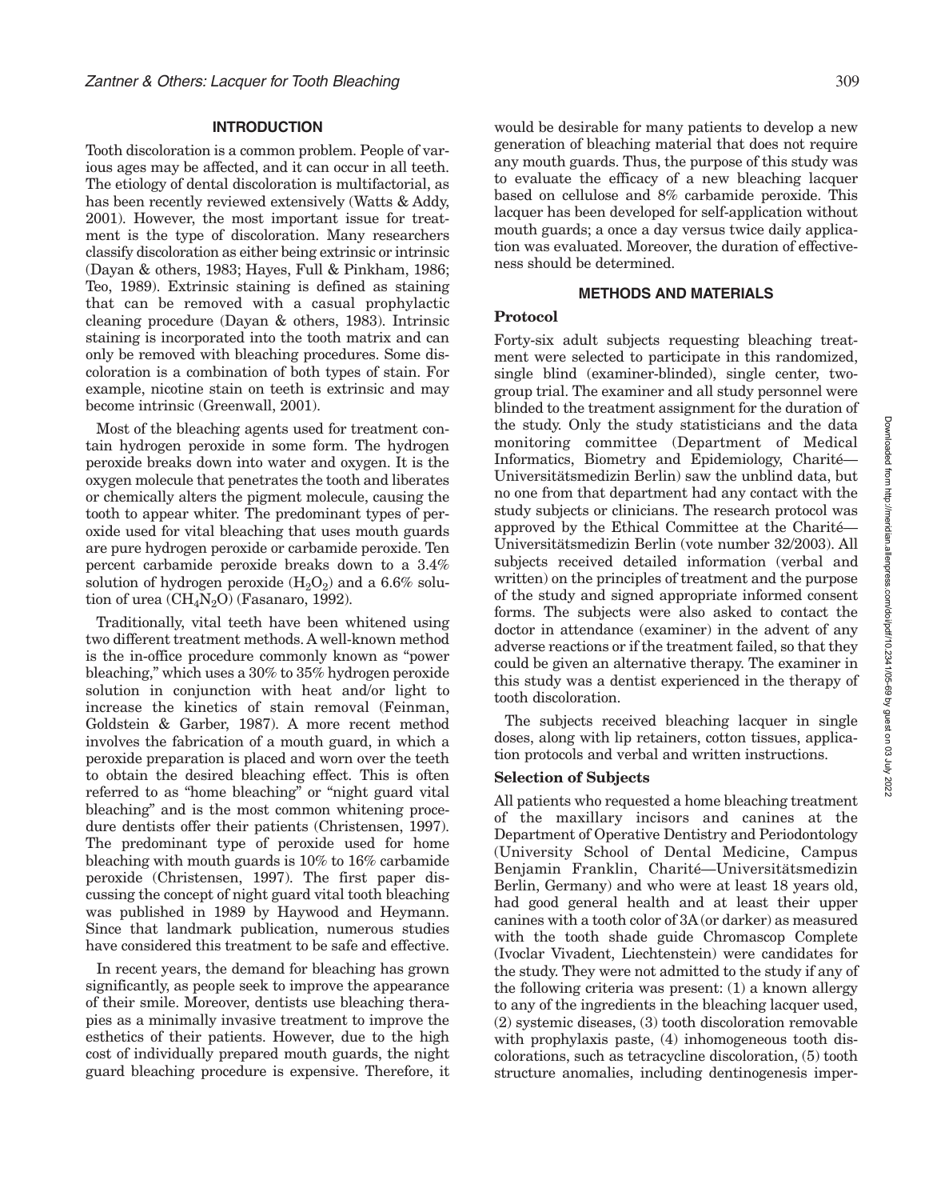## INTRODUCTION

Tooth discoloration is a common problem. People of various ages may be affected, and it can occur in all teeth. The etiology of dental discoloration is multifactorial, as has been recently reviewed extensively (Watts & Addy, 2001). However, the most important issue for treatment is the type of discoloration. Many researchers classify discoloration as either being extrinsic or intrinsic (Dayan & others, 1983; Hayes, Full & Pinkham, 1986; Teo, 1989). Extrinsic staining is defined as staining that can be removed with a casual prophylactic cleaning procedure (Dayan & others, 1983). Intrinsic staining is incorporated into the tooth matrix and can only be removed with bleaching procedures. Some discoloration is a combination of both types of stain. For example, nicotine stain on teeth is extrinsic and may become intrinsic (Greenwall, 2001).

Most of the bleaching agents used for treatment contain hydrogen peroxide in some form. The hydrogen peroxide breaks down into water and oxygen. It is the oxygen molecule that penetrates the tooth and liberates or chemically alters the pigment molecule, causing the tooth to appear whiter. The predominant types of peroxide used for vital bleaching that uses mouth guards are pure hydrogen peroxide or carbamide peroxide. Ten percent carbamide peroxide breaks down to a 3.4% solution of hydrogen peroxide ($H_2O_2$) and a 6.6% solution of urea ($CH_4N_2O$) (Fasanaro, 1992).

Traditionally, vital teeth have been whitened using two different treatment methods. A well-known method is the in-office procedure commonly known as "power bleaching," which uses a 30% to 35% hydrogen peroxide solution in conjunction with heat and/or light to increase the kinetics of stain removal (Feinman, Goldstein & Garber, 1987). A more recent method involves the fabrication of a mouth guard, in which a peroxide preparation is placed and worn over the teeth to obtain the desired bleaching effect. This is often referred to as "home bleaching" or "night guard vital bleaching" and is the most common whitening procedure dentists offer their patients (Christensen, 1997). The predominant type of peroxide used for home bleaching with mouth guards is 10% to 16% carbamide peroxide (Christensen, 1997). The first paper discussing the concept of night guard vital tooth bleaching was published in 1989 by Haywood and Heymann. Since that landmark publication, numerous studies have considered this treatment to be safe and effective.

In recent years, the demand for bleaching has grown significantly, as people seek to improve the appearance of their smile. Moreover, dentists use bleaching therapies as a minimally invasive treatment to improve the esthetics of their patients. However, due to the high cost of individually prepared mouth guards, the night guard bleaching procedure is expensive. Therefore, it would be desirable for many patients to develop a new generation of bleaching material that does not require any mouth guards. Thus, the purpose of this study was to evaluate the efficacy of a new bleaching lacquer based on cellulose and 8% carbamide peroxide. This lacquer has been developed for self-application without mouth guards; a once a day versus twice daily application was evaluated. Moreover, the duration of effectiveness should be determined.

## METHODS AND MATERIALS

### Protocol

Forty-six adult subjects requesting bleaching treatment were selected to participate in this randomized, single blind (examiner-blinded), single center, two-group trial. The examiner and all study personnel were blinded to the treatment assignment for the duration of the study. Only the study statisticians and the data monitoring committee (Department of Medical Informatics, Biometry and Epidemiology, Charité—Universitätsmedizin Berlin) saw the unblind data, but no one from that department had any contact with the study subjects or clinicians. The research protocol was approved by the Ethical Committee at the Charité—Universitätsmedizin Berlin (vote number 32/2003). All subjects received detailed information (verbal and written) on the principles of treatment and the purpose of the study and signed appropriate informed consent forms. The subjects were also asked to contact the doctor in attendance (examiner) in the advent of any adverse reactions or if the treatment failed, so that they could be given an alternative therapy. The examiner in this study was a dentist experienced in the therapy of tooth discoloration.

The subjects received bleaching lacquer in single doses, along with lip retainers, cotton tissues, application protocols and verbal and written instructions.

### Selection of Subjects

All patients who requested a home bleaching treatment of the maxillary incisors and canines at the Department of Operative Dentistry and Periodontology (University School of Dental Medicine, Campus Benjamin Franklin, Charité—Universitätsmedizin Berlin, Germany) and who were at least 18 years old, had good general health and at least their upper canines with a tooth color of 3A (or darker) as measured with the tooth shade guide Chromascop Complete (Ivoclar Vivadent, Liechtenstein) were candidates for the study. They were not admitted to the study if any of the following criteria was present: (1) a known allergy to any of the ingredients in the bleaching lacquer used, (2) systemic diseases, (3) tooth discoloration removable with prophylaxis paste, (4) inhomogeneous tooth discolorations, such as tetracycline discoloration, (5) tooth structure anomalies, including dentinogenesis imper-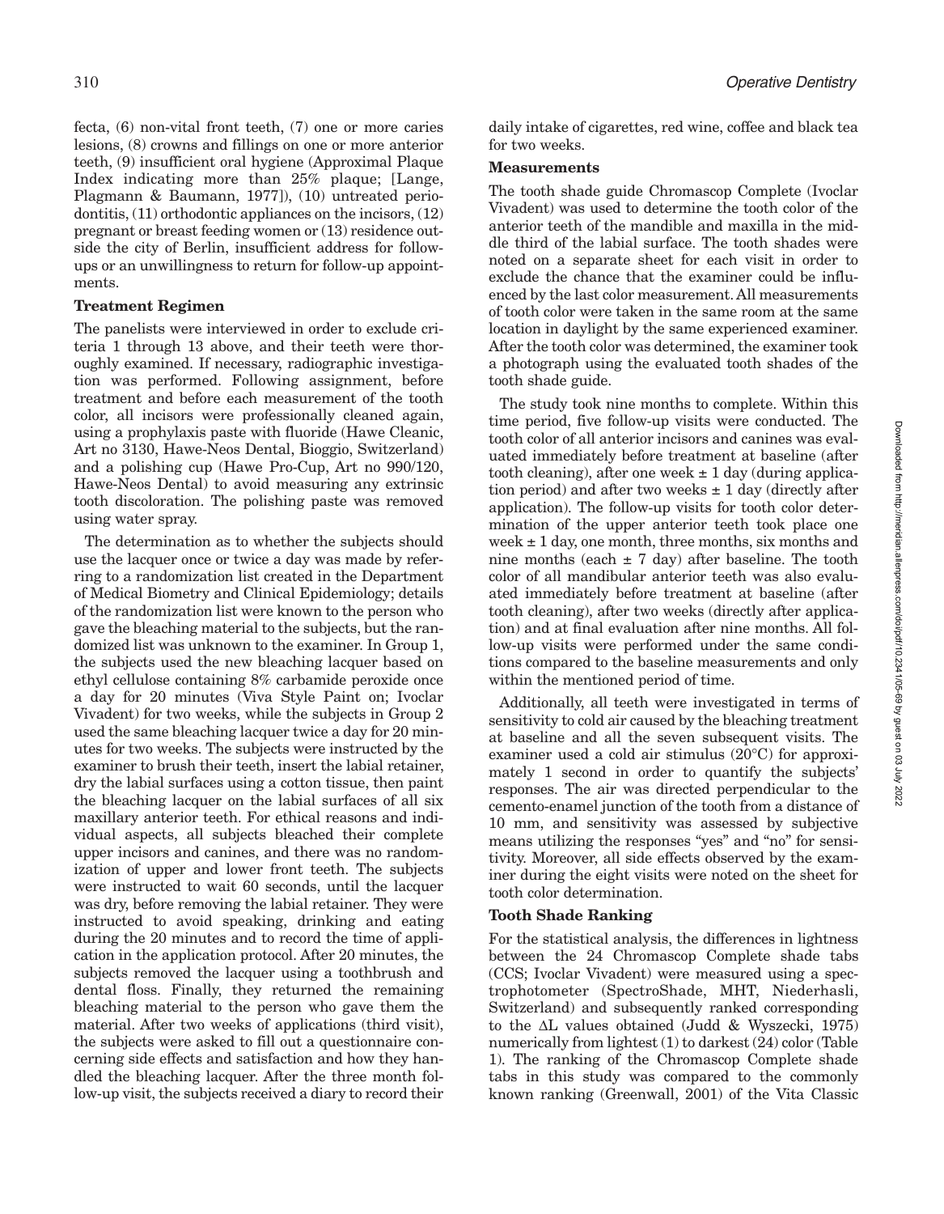fecta, (6) non-vital front teeth, (7) one or more caries lesions, (8) crowns and fillings on one or more anterior teeth, (9) insufficient oral hygiene (Approximal Plaque Index indicating more than 25% plaque; [Lange, Plagmann & Baumann, 1977]), (10) untreated periodontitis, (11) orthodontic appliances on the incisors, (12) pregnant or breast feeding women or (13) residence outside the city of Berlin, insufficient address for follow-ups or an unwillingness to return for follow-up appointments.

**Treatment Regimen**

The panelists were interviewed in order to exclude criteria 1 through 13 above, and their teeth were thoroughly examined. If necessary, radiographic investigation was performed. Following assignment, before treatment and before each measurement of the tooth color, all incisors were professionally cleaned again, using a prophylaxis paste with fluoride (Hawe Cleanic, Art no 3130, Hawe-Neos Dental, Bioggio, Switzerland) and a polishing cup (Hawe Pro-Cup, Art no 990/120, Hawe-Neos Dental) to avoid measuring any extrinsic tooth discoloration. The polishing paste was removed using water spray.

The determination as to whether the subjects should use the lacquer once or twice a day was made by referring to a randomization list created in the Department of Medical Biometry and Clinical Epidemiology; details of the randomization list were known to the person who gave the bleaching material to the subjects, but the randomized list was unknown to the examiner. In Group 1, the subjects used the new bleaching lacquer based on ethyl cellulose containing 8% carbamide peroxide once a day for 20 minutes (Viva Style Paint on; Ivoclar Vivadent) for two weeks, while the subjects in Group 2 used the same bleaching lacquer twice a day for 20 minutes for two weeks. The subjects were instructed by the examiner to brush their teeth, insert the labial retainer, dry the labial surfaces using a cotton tissue, then paint the bleaching lacquer on the labial surfaces of all six maxillary anterior teeth. For ethical reasons and individual aspects, all subjects bleached their complete upper incisors and canines, and there was no randomization of upper and lower front teeth. The subjects were instructed to wait 60 seconds, until the lacquer was dry, before removing the labial retainer. They were instructed to avoid speaking, drinking and eating during the 20 minutes and to record the time of application in the application protocol. After 20 minutes, the subjects removed the lacquer using a toothbrush and dental floss. Finally, they returned the remaining bleaching material to the person who gave them the material. After two weeks of applications (third visit), the subjects were asked to fill out a questionnaire concerning side effects and satisfaction and how they handled the bleaching lacquer. After the three month follow-up visit, the subjects received a diary to record their daily intake of cigarettes, red wine, coffee and black tea for two weeks.

**Measurements**

The tooth shade guide Chromascop Complete (Ivoclar Vivadent) was used to determine the tooth color of the anterior teeth of the mandible and maxilla in the middle third of the labial surface. The tooth shades were noted on a separate sheet for each visit in order to exclude the chance that the examiner could be influenced by the last color measurement. All measurements of tooth color were taken in the same room at the same location in daylight by the same experienced examiner. After the tooth color was determined, the examiner took a photograph using the evaluated tooth shades of the tooth shade guide.

The study took nine months to complete. Within this time period, five follow-up visits were conducted. The tooth color of all anterior incisors and canines was evaluated immediately before treatment at baseline (after tooth cleaning), after one week ± 1 day (during application period) and after two weeks ± 1 day (directly after application). The follow-up visits for tooth color determination of the upper anterior teeth took place one week ± 1 day, one month, three months, six months and nine months (each ± 7 day) after baseline. The tooth color of all mandibular anterior teeth was also evaluated immediately before treatment at baseline (after tooth cleaning), after two weeks (directly after application) and at final evaluation after nine months. All follow-up visits were performed under the same conditions compared to the baseline measurements and only within the mentioned period of time.

Additionally, all teeth were investigated in terms of sensitivity to cold air caused by the bleaching treatment at baseline and all the seven subsequent visits. The examiner used a cold air stimulus (20°C) for approximately 1 second in order to quantify the subjects' responses. The air was directed perpendicular to the cemento-enamel junction of the tooth from a distance of 10 mm, and sensitivity was assessed by subjective means utilizing the responses "yes" and "no" for sensitivity. Moreover, all side effects observed by the examiner during the eight visits were noted on the sheet for tooth color determination.

**Tooth Shade Ranking**

For the statistical analysis, the differences in lightness between the 24 Chromascop Complete shade tabs (CCS; Ivoclar Vivadent) were measured using a spectrophotometer (SpectroShade, MHT, Niederhasli, Switzerland) and subsequently ranked corresponding to the $\Delta L$ values obtained (Judd & Wyszecki, 1975) numerically from lightest (1) to darkest (24) color (Table 1). The ranking of the Chromascop Complete shade tabs in this study was compared to the commonly known ranking (Greenwall, 2001) of the Vita Classic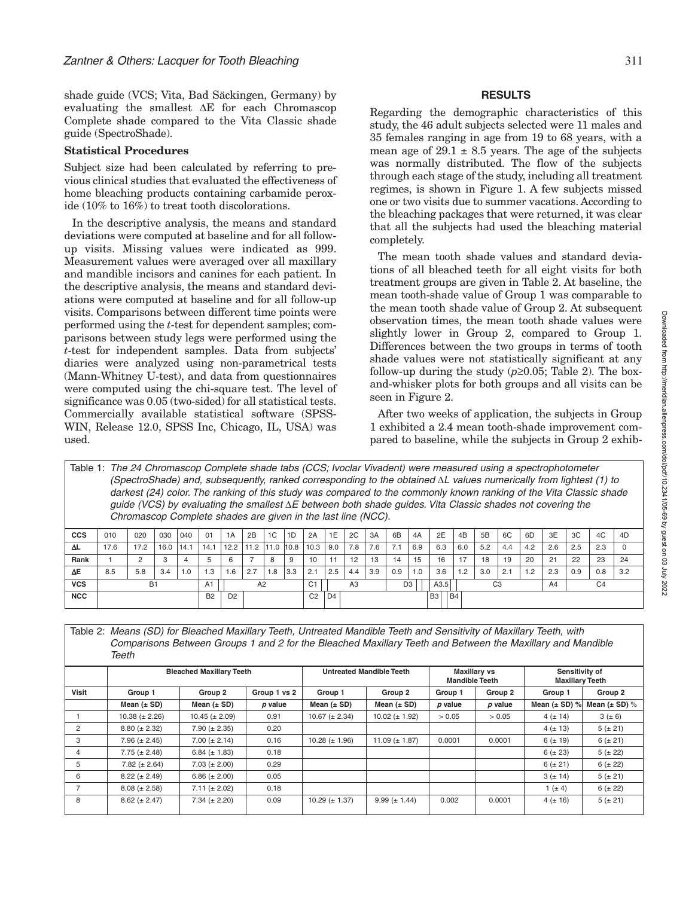shade guide (VCS; Vita, Bad Säckingen, Germany) by evaluating the smallest ΔE for each Chromascop Complete shade compared to the Vita Classic shade guide (SpectroShade).

### Statistical Procedures

Subject size had been calculated by referring to previous clinical studies that evaluated the effectiveness of home bleaching products containing carbamide peroxide (10% to 16%) to treat tooth discolorations.

In the descriptive analysis, the means and standard deviations were computed at baseline and for all follow-up visits. Missing values were indicated as 999. Measurement values were averaged over all maxillary and mandible incisors and canines for each patient. In the descriptive analysis, the means and standard deviations were computed at baseline and for all follow-up visits. Comparisons between different time points were performed using the *t*-test for dependent samples; comparisons between study legs were performed using the *t*-test for independent samples. Data from subjects' diaries were analyzed using non-parametrical tests (Mann-Whitney U-test), and data from questionnaires were computed using the chi-square test. The level of significance was 0.05 (two-sided) for all statistical tests. Commercially available statistical software (SPSS-WIN, Release 12.0, SPSS Inc, Chicago, IL, USA) was used.

## RESULTS

Regarding the demographic characteristics of this study, the 46 adult subjects selected were 11 males and 35 females ranging in age from 19 to 68 years, with a mean age of 29.1 ± 8.5 years. The age of the subjects was normally distributed. The flow of the subjects through each stage of the study, including all treatment regimes, is shown in Figure 1. A few subjects missed one or two visits due to summer vacations. According to the bleaching packages that were returned, it was clear that all the subjects had used the bleaching material completely.

The mean tooth shade values and standard deviations of all bleached teeth for all eight visits for both treatment groups are given in Table 2. At baseline, the mean tooth-shade value of Group 1 was comparable to the mean tooth shade value of Group 2. At subsequent observation times, the mean tooth shade values were slightly lower in Group 2, compared to Group 1. Differences between the two groups in terms of tooth shade values were not statistically significant at any follow-up during the study ($p \geq 0.05$; Table 2). The box-and-whisker plots for both groups and all visits can be seen in Figure 2.

After two weeks of application, the subjects in Group 1 exhibited a 2.4 mean tooth-shade improvement compared to baseline, while the subjects in Group 2 exhib-

Table 1: *The 24 Chromascop Complete shade tabs (CCS; Ivoclar Vivadent) were measured using a spectrophotometer (SpectroShade) and, subsequently, ranked corresponding to the obtained ΔL values numerically from lightest (1) to darkest (24) color. The ranking of this study was compared to the commonly known ranking of the Vita Classic shade guide (VCS) by evaluating the smallest ΔE between both shade guides. Vita Classic shades not covering the Chromascop Complete shades are given in the last line (NCC).*

| CCS | 010 | 020 | 030 | 040 | 01 | 1A | 2B | 1C | 1D | 2A | 1E | 2C | 3A | 6B | 4A | 2E | 4B | 5B | 6C | 6D | 3E | 3C | 4C | 4D |
|---|---|---|---|---|---|---|---|---|---|---|---|---|---|---|---|---|---|---|---|---|---|---|---|---|
| ΔL | 17.6 | 17.2 | 16.0 | 14.1 | 14.1 | 12.2 | 11.2 | 11.0 | 10.8 | 10.3 | 9.0 | 7.8 | 7.6 | 7.1 | 6.9 | 6.3 | 6.0 | 5.2 | 4.4 | 4.2 | 2.6 | 2.5 | 2.3 | 0 |
| Rank | 1 | 2 | 3 | 4 | 5 | 6 | 7 | 8 | 9 | 10 | 11 | 12 | 13 | 14 | 15 | 16 | 17 | 18 | 19 | 20 | 21 | 22 | 23 | 24 |
| ΔE | 8.5 | 5.8 | 3.4 | 1.0 | 1.3 | 1.6 | 2.7 | 1.8 | 3.3 | 2.1 | 2.5 | 4.4 | 3.9 | 0.9 | 1.0 | 3.6 | 1.2 | 3.0 | 2.1 | 1.2 | 2.3 | 0.9 | 0.8 | 3.2 |
| VCS | | | B1 | | A1 | | | A2 | | C1 | | | A3 | | D3 | A3.5 | | | C3 | | A4 | | C4 | |
| NCC | | | | | B2 | D2 | | | | C2 | D4 | | | | | B3 | B4 | | | | | | | |

Table 2: *Means (SD) for Bleached Maxillary Teeth, Untreated Mandible Teeth and Sensitivity of Maxillary Teeth, with Comparisons Between Groups 1 and 2 for the Bleached Maxillary Teeth and Between the Maxillary and Mandible Teeth*

| | Bleached Maxillary Teeth | | | Untreated Mandible Teeth | | Maxillary vs Mandible Teeth | | Sensitivity of Maxillary Teeth | |
|---|---|---|---|---|---|---|---|---|---|
| Visit | Group 1 | Group 2 | Group 1 vs 2 | Group 1 | Group 2 | Group 1 | Group 2 | Group 1 | Group 2 |
| | Mean (± SD) | Mean (± SD) | *p* value | Mean (± SD) | Mean (± SD) | *p* value | *p* value | Mean (± SD) % | Mean (± SD) % |
| 1 | 10.38 (± 2.26) | 10.45 (± 2.09) | 0.91 | 10.67 (± 2.34) | 10.02 (± 1.92) | > 0.05 | > 0.05 | 4 (± 14) | 3 (± 6) |
| 2 | 8.80 (± 2.32) | 7.90 (± 2.35) | 0.20 | | | | | 4 (± 13) | 5 (± 21) |
| 3 | 7.96 (± 2.45) | 7.00 (± 2.14) | 0.16 | 10.28 (± 1.96) | 11.09 (± 1.87) | 0.0001 | 0.0001 | 6 (± 19) | 6 (± 21) |
| 4 | 7.75 (± 2.48) | 6.84 (± 1.83) | 0.18 | | | | | 6 (± 23) | 5 (± 22) |
| 5 | 7.82 (± 2.64) | 7.03 (± 2.00) | 0.29 | | | | | 6 (± 21) | 6 (± 22) |
| 6 | 8.22 (± 2.49) | 6.86 (± 2.00) | 0.05 | | | | | 3 (± 14) | 5 (± 21) |
| 7 | 8.08 (± 2.58) | 7.11 (± 2.02) | 0.18 | | | | | 1 (± 4) | 6 (± 22) |
| 8 | 8.62 (± 2.47) | 7.34 (± 2.20) | 0.09 | 10.29 (± 1.37) | 9.99 (± 1.44) | 0.002 | 0.0001 | 4 (± 16) | 5 (± 21) |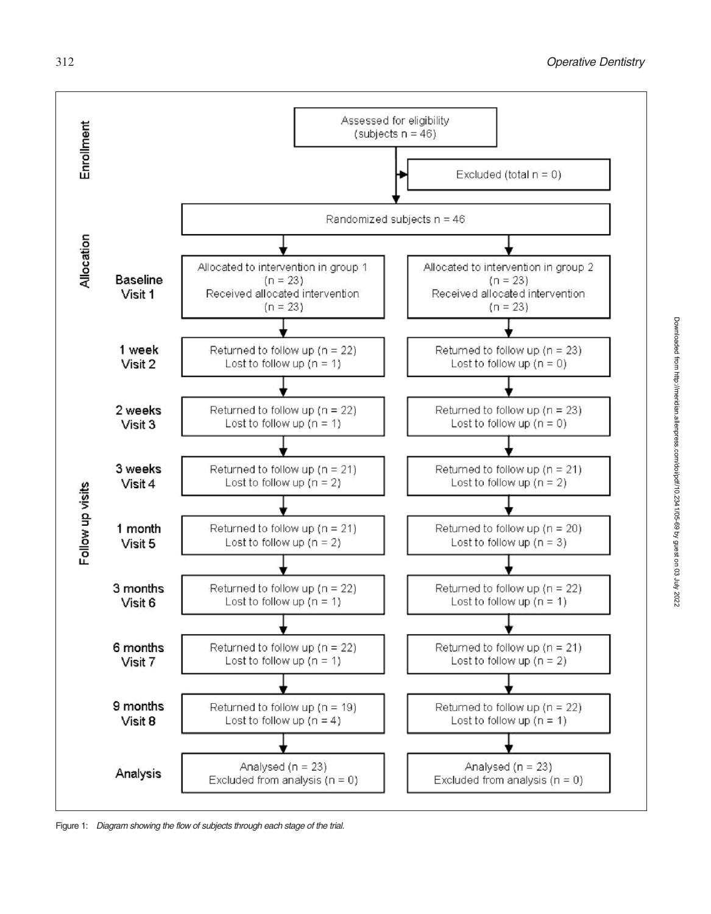| Stage | | Group 1 | Group 2 |
|---|---|---|---|
| Enrollment | | Assessed for eligibility (subjects n = 46) | |
| | | Excluded (total n = 0) | |
| | | Randomized subjects n = 46 | |
| Allocation | Baseline Visit 1 | Allocated to intervention in group 1 (n = 23) Received allocated intervention (n = 23) | Allocated to intervention in group 2 (n = 23) Received allocated intervention (n = 23) |
| Follow up visits | 1 week Visit 2 | Returned to follow up (n = 22) Lost to follow up (n = 1) | Returned to follow up (n = 23) Lost to follow up (n = 0) |
| | 2 weeks Visit 3 | Returned to follow up (n = 22) Lost to follow up (n = 1) | Returned to follow up (n = 23) Lost to follow up (n = 0) |
| | 3 weeks Visit 4 | Returned to follow up (n = 21) Lost to follow up (n = 2) | Returned to follow up (n = 21) Lost to follow up (n = 2) |
| | 1 month Visit 5 | Returned to follow up (n = 21) Lost to follow up (n = 2) | Returned to follow up (n = 20) Lost to follow up (n = 3) |
| | 3 months Visit 6 | Returned to follow up (n = 22) Lost to follow up (n = 1) | Returned to follow up (n = 22) Lost to follow up (n = 1) |
| | 6 months Visit 7 | Returned to follow up (n = 22) Lost to follow up (n = 1) | Returned to follow up (n = 21) Lost to follow up (n = 2) |
| | 9 months Visit 8 | Returned to follow up (n = 19) Lost to follow up (n = 4) | Returned to follow up (n = 22) Lost to follow up (n = 1) |
| | Analysis | Analysed (n = 23) Excluded from analysis (n = 0) | Analysed (n = 23) Excluded from analysis (n = 0) |

Figure 1: *Diagram showing the flow of subjects through each stage of the trial.*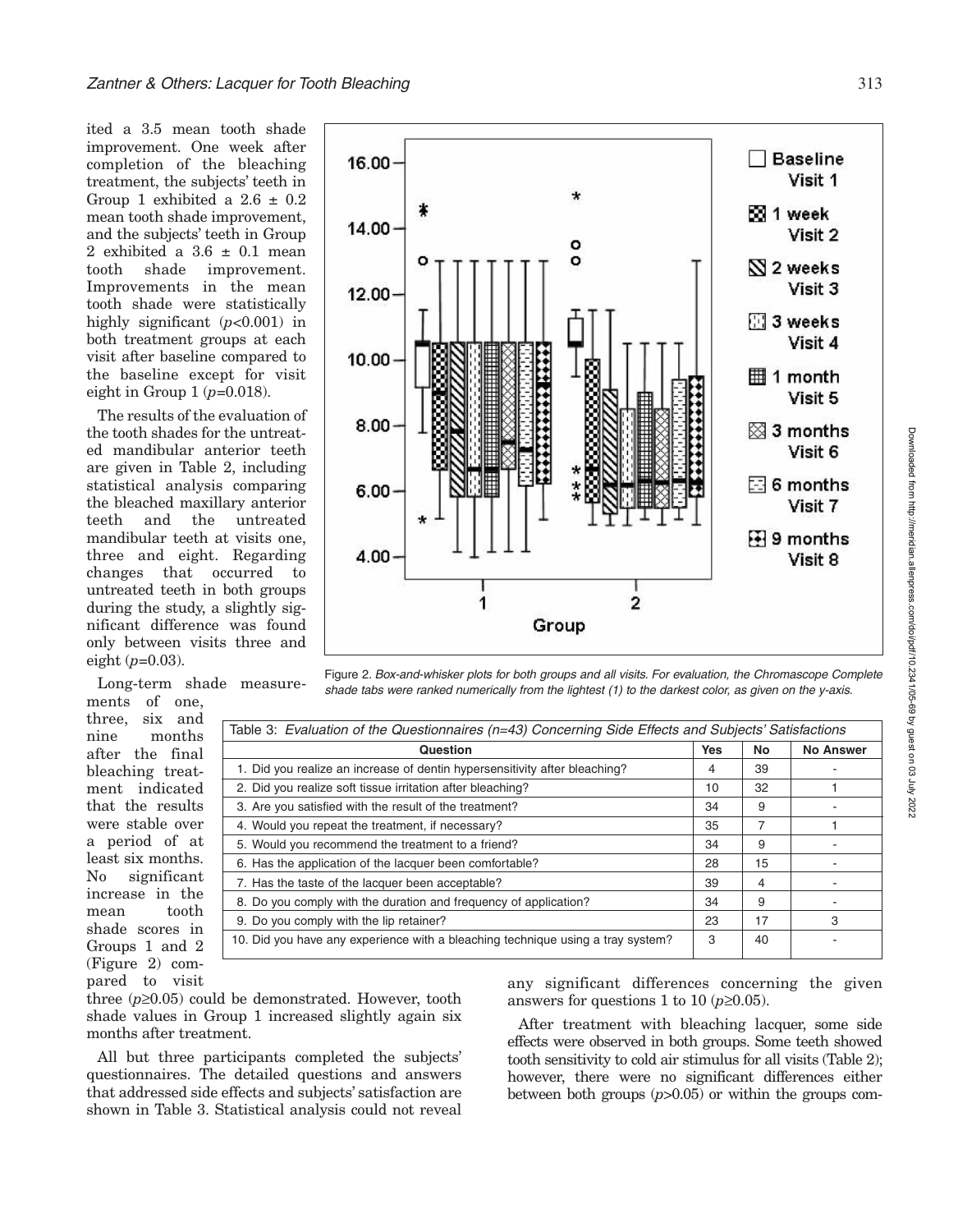ited a 3.5 mean tooth shade improvement. One week after completion of the bleaching treatment, the subjects' teeth in Group 1 exhibited a 2.6 ± 0.2 mean tooth shade improvement, and the subjects' teeth in Group 2 exhibited a 3.6 ± 0.1 mean tooth shade improvement. Improvements in the mean tooth shade were statistically highly significant ($p<0.001$) in both treatment groups at each visit after baseline compared to the baseline except for visit eight in Group 1 ($p=0.018$).

The results of the evaluation of the tooth shades for the untreated mandibular anterior teeth are given in Table 2, including statistical analysis comparing the bleached maxillary anterior teeth and the untreated mandibular teeth at visits one, three and eight. Regarding changes that occurred to untreated teeth in both groups during the study, a slightly significant difference was found only between visits three and eight ($p=0.03$).

Long-term shade measurements of one, three, six and nine months after the final bleaching treatment indicated that the results were stable over a period of at least six months. No significant increase in the mean tooth shade scores in Groups 1 and 2 (Figure 2) compared to visit three ($p\geq0.05$) could be demonstrated. However, tooth shade values in Group 1 increased slightly again six months after treatment.

All but three participants completed the subjects' questionnaires. The detailed questions and answers that addressed side effects and subjects' satisfaction are shown in Table 3. Statistical analysis could not reveal any significant differences concerning the given answers for questions 1 to 10 ($p\geq0.05$).

After treatment with bleaching lacquer, some side effects were observed in both groups. Some teeth showed tooth sensitivity to cold air stimulus for all visits (Table 2); however, there were no significant differences either between both groups ($p>0.05$) or within the groups com-

Figure 2. *Box-and-whisker plots for both groups and all visits. For evaluation, the Chromascope Complete shade tabs were ranked numerically from the lightest (1) to the darkest color, as given on the y-axis.*

Table 3: *Evaluation of the Questionnaires (n=43) Concerning Side Effects and Subjects' Satisfactions*

| Question | Yes | No | No Answer |
|---|---|---|---|
| 1. Did you realize an increase of dentin hypersensitivity after bleaching? | 4 | 39 | - |
| 2. Did you realize soft tissue irritation after bleaching? | 10 | 32 | 1 |
| 3. Are you satisfied with the result of the treatment? | 34 | 9 | - |
| 4. Would you repeat the treatment, if necessary? | 35 | 7 | 1 |
| 5. Would you recommend the treatment to a friend? | 34 | 9 | - |
| 6. Has the application of the lacquer been comfortable? | 28 | 15 | - |
| 7. Has the taste of the lacquer been acceptable? | 39 | 4 | - |
| 8. Do you comply with the duration and frequency of application? | 34 | 9 | - |
| 9. Do you comply with the lip retainer? | 23 | 17 | 3 |
| 10. Did you have any experience with a bleaching technique using a tray system? | 3 | 40 | - |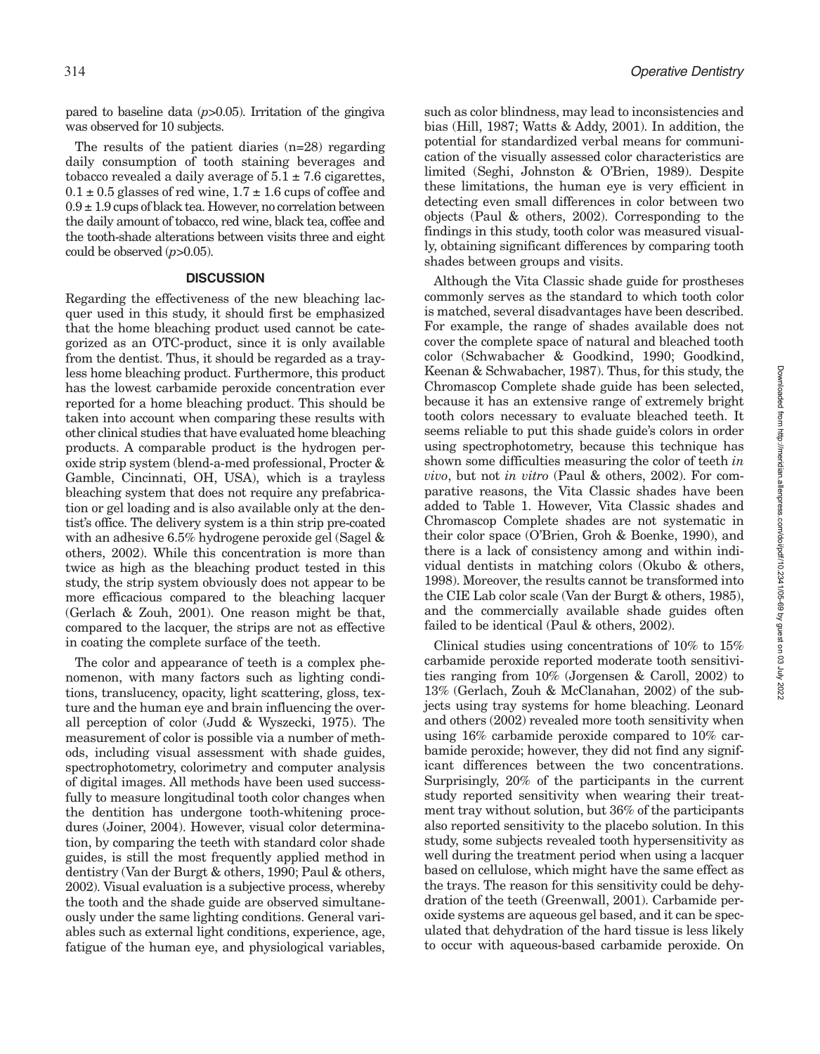pared to baseline data ($p>0.05$). Irritation of the gingiva was observed for 10 subjects.

The results of the patient diaries (n=28) regarding daily consumption of tooth staining beverages and tobacco revealed a daily average of $5.1 \pm 7.6$ cigarettes, $0.1 \pm 0.5$ glasses of red wine, $1.7 \pm 1.6$ cups of coffee and $0.9 \pm 1.9$ cups of black tea. However, no correlation between the daily amount of tobacco, red wine, black tea, coffee and the tooth-shade alterations between visits three and eight could be observed ($p>0.05$).

## DISCUSSION

Regarding the effectiveness of the new bleaching lacquer used in this study, it should first be emphasized that the home bleaching product used cannot be categorized as an OTC-product, since it is only available from the dentist. Thus, it should be regarded as a trayless home bleaching product. Furthermore, this product has the lowest carbamide peroxide concentration ever reported for a home bleaching product. This should be taken into account when comparing these results with other clinical studies that have evaluated home bleaching products. A comparable product is the hydrogen peroxide strip system (blend-a-med professional, Procter & Gamble, Cincinnati, OH, USA), which is a trayless bleaching system that does not require any prefabrication or gel loading and is also available only at the dentist's office. The delivery system is a thin strip pre-coated with an adhesive 6.5% hydrogene peroxide gel (Sagel & others, 2002). While this concentration is more than twice as high as the bleaching product tested in this study, the strip system obviously does not appear to be more efficacious compared to the bleaching lacquer (Gerlach & Zouh, 2001). One reason might be that, compared to the lacquer, the strips are not as effective in coating the complete surface of the teeth.

The color and appearance of teeth is a complex phenomenon, with many factors such as lighting conditions, translucency, opacity, light scattering, gloss, texture and the human eye and brain influencing the overall perception of color (Judd & Wyszecki, 1975). The measurement of color is possible via a number of methods, including visual assessment with shade guides, spectrophotometry, colorimetry and computer analysis of digital images. All methods have been used successfully to measure longitudinal tooth color changes when the dentition has undergone tooth-whitening procedures (Joiner, 2004). However, visual color determination, by comparing the teeth with standard color shade guides, is still the most frequently applied method in dentistry (Van der Burgt & others, 1990; Paul & others, 2002). Visual evaluation is a subjective process, whereby the tooth and the shade guide are observed simultaneously under the same lighting conditions. General variables such as external light conditions, experience, age, fatigue of the human eye, and physiological variables, such as color blindness, may lead to inconsistencies and bias (Hill, 1987; Watts & Addy, 2001). In addition, the potential for standardized verbal means for communication of the visually assessed color characteristics are limited (Seghi, Johnston & O'Brien, 1989). Despite these limitations, the human eye is very efficient in detecting even small differences in color between two objects (Paul & others, 2002). Corresponding to the findings in this study, tooth color was measured visually, obtaining significant differences by comparing tooth shades between groups and visits.

Although the Vita Classic shade guide for prostheses commonly serves as the standard to which tooth color is matched, several disadvantages have been described. For example, the range of shades available does not cover the complete space of natural and bleached tooth color (Schwabacher & Goodkind, 1990; Goodkind, Keenan & Schwabacher, 1987). Thus, for this study, the Chromascop Complete shade guide has been selected, because it has an extensive range of extremely bright tooth colors necessary to evaluate bleached teeth. It seems reliable to put this shade guide's colors in order using spectrophotometry, because this technique has shown some difficulties measuring the color of teeth *in vivo*, but not *in vitro* (Paul & others, 2002). For comparative reasons, the Vita Classic shades have been added to Table 1. However, Vita Classic shades and Chromascop Complete shades are not systematic in their color space (O'Brien, Groh & Boenke, 1990), and there is a lack of consistency among and within individual dentists in matching colors (Okubo & others, 1998). Moreover, the results cannot be transformed into the CIE Lab color scale (Van der Burgt & others, 1985), and the commercially available shade guides often failed to be identical (Paul & others, 2002).

Clinical studies using concentrations of 10% to 15% carbamide peroxide reported moderate tooth sensitivities ranging from 10% (Jorgensen & Caroll, 2002) to 13% (Gerlach, Zouh & McClanahan, 2002) of the subjects using tray systems for home bleaching. Leonard and others (2002) revealed more tooth sensitivity when using 16% carbamide peroxide compared to 10% carbamide peroxide; however, they did not find any significant differences between the two concentrations. Surprisingly, 20% of the participants in the current study reported sensitivity when wearing their treatment tray without solution, but 36% of the participants also reported sensitivity to the placebo solution. In this study, some subjects revealed tooth hypersensitivity as well during the treatment period when using a lacquer based on cellulose, which might have the same effect as the trays. The reason for this sensitivity could be dehydration of the teeth (Greenwall, 2001). Carbamide peroxide systems are aqueous gel based, and it can be speculated that dehydration of the hard tissue is less likely to occur with aqueous-based carbamide peroxide. On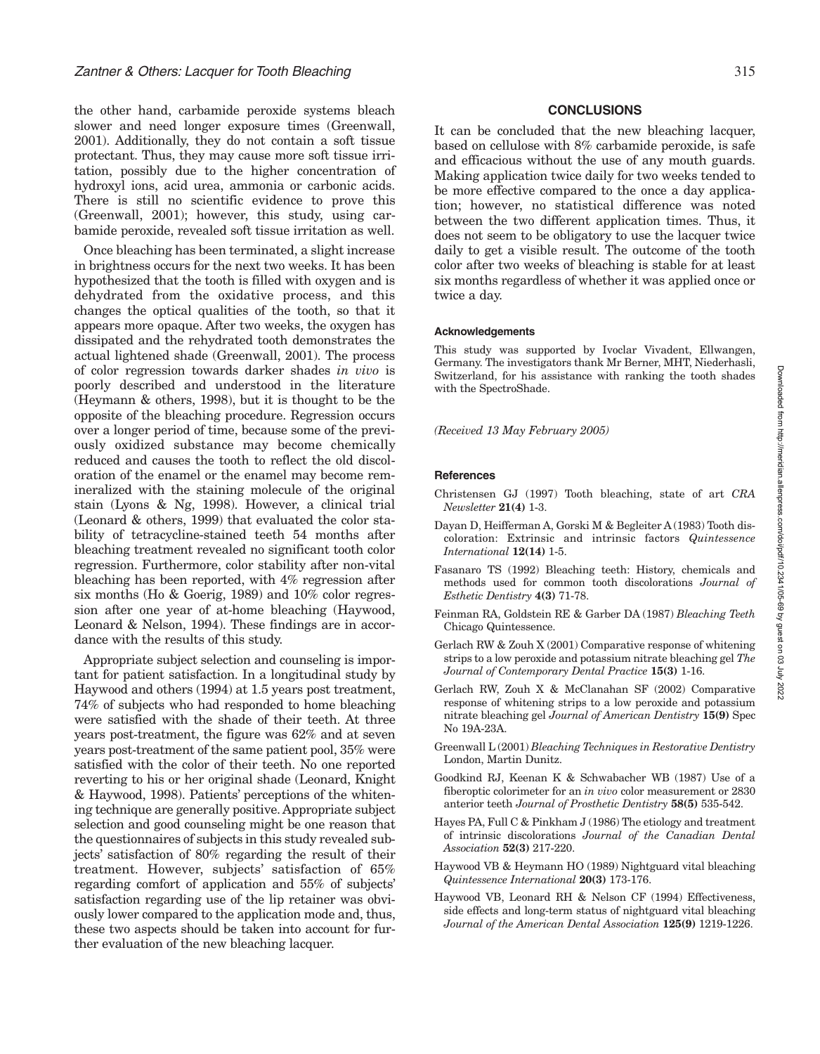the other hand, carbamide peroxide systems bleach slower and need longer exposure times (Greenwall, 2001). Additionally, they do not contain a soft tissue protectant. Thus, they may cause more soft tissue irritation, possibly due to the higher concentration of hydroxyl ions, acid urea, ammonia or carbonic acids. There is still no scientific evidence to prove this (Greenwall, 2001); however, this study, using carbamide peroxide, revealed soft tissue irritation as well.

Once bleaching has been terminated, a slight increase in brightness occurs for the next two weeks. It has been hypothesized that the tooth is filled with oxygen and is dehydrated from the oxidative process, and this changes the optical qualities of the tooth, so that it appears more opaque. After two weeks, the oxygen has dissipated and the rehydrated tooth demonstrates the actual lightened shade (Greenwall, 2001). The process of color regression towards darker shades *in vivo* is poorly described and understood in the literature (Heymann & others, 1998), but it is thought to be the opposite of the bleaching procedure. Regression occurs over a longer period of time, because some of the previously oxidized substance may become chemically reduced and causes the tooth to reflect the old discoloration of the enamel or the enamel may become remineralized with the staining molecule of the original stain (Lyons & Ng, 1998). However, a clinical trial (Leonard & others, 1999) that evaluated the color stability of tetracycline-stained teeth 54 months after bleaching treatment revealed no significant tooth color regression. Furthermore, color stability after non-vital bleaching has been reported, with 4% regression after six months (Ho & Goerig, 1989) and 10% color regression after one year of at-home bleaching (Haywood, Leonard & Nelson, 1994). These findings are in accordance with the results of this study.

Appropriate subject selection and counseling is important for patient satisfaction. In a longitudinal study by Haywood and others (1994) at 1.5 years post treatment, 74% of subjects who had responded to home bleaching were satisfied with the shade of their teeth. At three years post-treatment, the figure was 62% and at seven years post-treatment of the same patient pool, 35% were satisfied with the color of their teeth. No one reported reverting to his or her original shade (Leonard, Knight & Haywood, 1998). Patients' perceptions of the whitening technique are generally positive. Appropriate subject selection and good counseling might be one reason that the questionnaires of subjects in this study revealed subjects' satisfaction of 80% regarding the result of their treatment. However, subjects' satisfaction of 65% regarding comfort of application and 55% of subjects' satisfaction regarding use of the lip retainer was obviously lower compared to the application mode and, thus, these two aspects should be taken into account for further evaluation of the new bleaching lacquer.

## CONCLUSIONS

It can be concluded that the new bleaching lacquer, based on cellulose with 8% carbamide peroxide, is safe and efficacious without the use of any mouth guards. Making application twice daily for two weeks tended to be more effective compared to the once a day application; however, no statistical difference was noted between the two different application times. Thus, it does not seem to be obligatory to use the lacquer twice daily to get a visible result. The outcome of the tooth color after two weeks of bleaching is stable for at least six months regardless of whether it was applied once or twice a day.

#### Acknowledgements

This study was supported by Ivoclar Vivadent, Ellwangen, Germany. The investigators thank Mr Berner, MHT, Niederhasli, Switzerland, for his assistance with ranking the tooth shades with the SpectroShade.

*(Received 13 May February 2005)*

#### References

Christensen GJ (1997) Tooth bleaching, state of art *CRA Newsletter* **21(4)** 1-3.

Dayan D, Heifferman A, Gorski M & Begleiter A (1983) Tooth discoloration: Extrinsic and intrinsic factors *Quintessence International* **12(14)** 1-5.

Fasanaro TS (1992) Bleaching teeth: History, chemicals and methods used for common tooth discolorations *Journal of Esthetic Dentistry* **4(3)** 71-78.

Feinman RA, Goldstein RE & Garber DA (1987) *Bleaching Teeth* Chicago Quintessence.

Gerlach RW & Zouh X (2001) Comparative response of whitening strips to a low peroxide and potassium nitrate bleaching gel *The Journal of Contemporary Dental Practice* **15(3)** 1-16.

Gerlach RW, Zouh X & McClanahan SF (2002) Comparative response of whitening strips to a low peroxide and potassium nitrate bleaching gel *Journal of American Dentistry* **15(9)** Spec No 19A-23A.

Greenwall L (2001) *Bleaching Techniques in Restorative Dentistry* London, Martin Dunitz.

Goodkind RJ, Keenan K & Schwabacher WB (1987) Use of a fiberoptic colorimeter for an *in vivo* color measurement or 2830 anterior teeth *Journal of Prosthetic Dentistry* **58(5)** 535-542.

Hayes PA, Full C & Pinkham J (1986) The etiology and treatment of intrinsic discolorations *Journal of the Canadian Dental Association* **52(3)** 217-220.

Haywood VB & Heymann HO (1989) Nightguard vital bleaching *Quintessence International* **20(3)** 173-176.

Haywood VB, Leonard RH & Nelson CF (1994) Effectiveness, side effects and long-term status of nightguard vital bleaching *Journal of the American Dental Association* **125(9)** 1219-1226.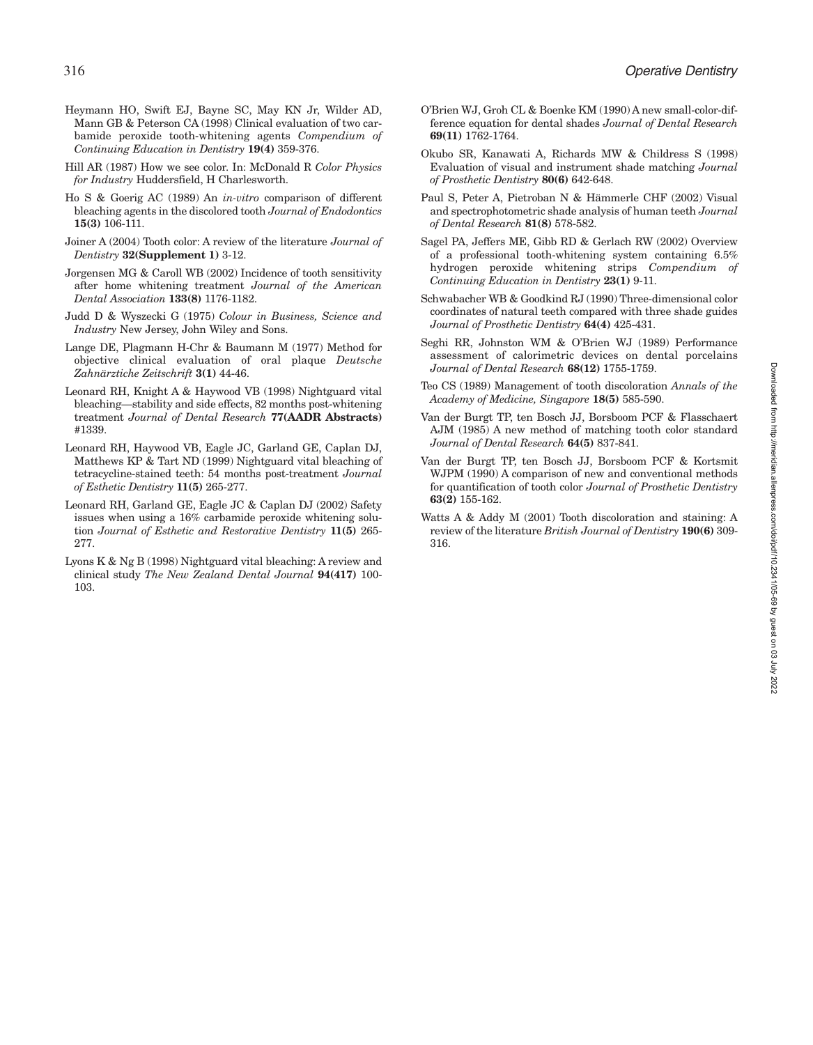Heymann HO, Swift EJ, Bayne SC, May KN Jr, Wilder AD, Mann GB & Peterson CA (1998) Clinical evaluation of two carbamide peroxide tooth-whitening agents *Compendium of Continuing Education in Dentistry* **19(4)** 359-376.

Hill AR (1987) How we see color. In: McDonald R *Color Physics for Industry* Huddersfield, H Charlesworth.

Ho S & Goerig AC (1989) An *in-vitro* comparison of different bleaching agents in the discolored tooth *Journal of Endodontics* **15(3)** 106-111.

Joiner A (2004) Tooth color: A review of the literature *Journal of Dentistry* **32(Supplement 1)** 3-12.

Jorgensen MG & Caroll WB (2002) Incidence of tooth sensitivity after home whitening treatment *Journal of the American Dental Association* **133(8)** 1176-1182.

Judd D & Wyszecki G (1975) *Colour in Business, Science and Industry* New Jersey, John Wiley and Sons.

Lange DE, Plagmann H-Chr & Baumann M (1977) Method for objective clinical evaluation of oral plaque *Deutsche Zahnärztiche Zeitschrift* **3(1)** 44-46.

Leonard RH, Knight A & Haywood VB (1998) Nightguard vital bleaching—stability and side effects, 82 months post-whitening treatment *Journal of Dental Research* **77(AADR Abstracts)** #1339.

Leonard RH, Haywood VB, Eagle JC, Garland GE, Caplan DJ, Matthews KP & Tart ND (1999) Nightguard vital bleaching of tetracycline-stained teeth: 54 months post-treatment *Journal of Esthetic Dentistry* **11(5)** 265-277.

Leonard RH, Garland GE, Eagle JC & Caplan DJ (2002) Safety issues when using a 16% carbamide peroxide whitening solution *Journal of Esthetic and Restorative Dentistry* **11(5)** 265-277.

Lyons K & Ng B (1998) Nightguard vital bleaching: A review and clinical study *The New Zealand Dental Journal* **94(417)** 100-103.

O'Brien WJ, Groh CL & Boenke KM (1990) A new small-color-difference equation for dental shades *Journal of Dental Research* **69(11)** 1762-1764.

Okubo SR, Kanawati A, Richards MW & Childress S (1998) Evaluation of visual and instrument shade matching *Journal of Prosthetic Dentistry* **80(6)** 642-648.

Paul S, Peter A, Pietroban N & Hämmerle CHF (2002) Visual and spectrophotometric shade analysis of human teeth *Journal of Dental Research* **81(8)** 578-582.

Sagel PA, Jeffers ME, Gibb RD & Gerlach RW (2002) Overview of a professional tooth-whitening system containing 6.5% hydrogen peroxide whitening strips *Compendium of Continuing Education in Dentistry* **23(1)** 9-11.

Schwabacher WB & Goodkind RJ (1990) Three-dimensional color coordinates of natural teeth compared with three shade guides *Journal of Prosthetic Dentistry* **64(4)** 425-431.

Seghi RR, Johnston WM & O'Brien WJ (1989) Performance assessment of calorimetric devices on dental porcelains *Journal of Dental Research* **68(12)** 1755-1759.

Teo CS (1989) Management of tooth discoloration *Annals of the Academy of Medicine, Singapore* **18(5)** 585-590.

Van der Burgt TP, ten Bosch JJ, Borsboom PCF & Flasschaert AJM (1985) A new method of matching tooth color standard *Journal of Dental Research* **64(5)** 837-841.

Van der Burgt TP, ten Bosch JJ, Borsboom PCF & Kortsmit WJPM (1990) A comparison of new and conventional methods for quantification of tooth color *Journal of Prosthetic Dentistry* **63(2)** 155-162.

Watts A & Addy M (2001) Tooth discoloration and staining: A review of the literature *British Journal of Dentistry* **190(6)** 309-316.